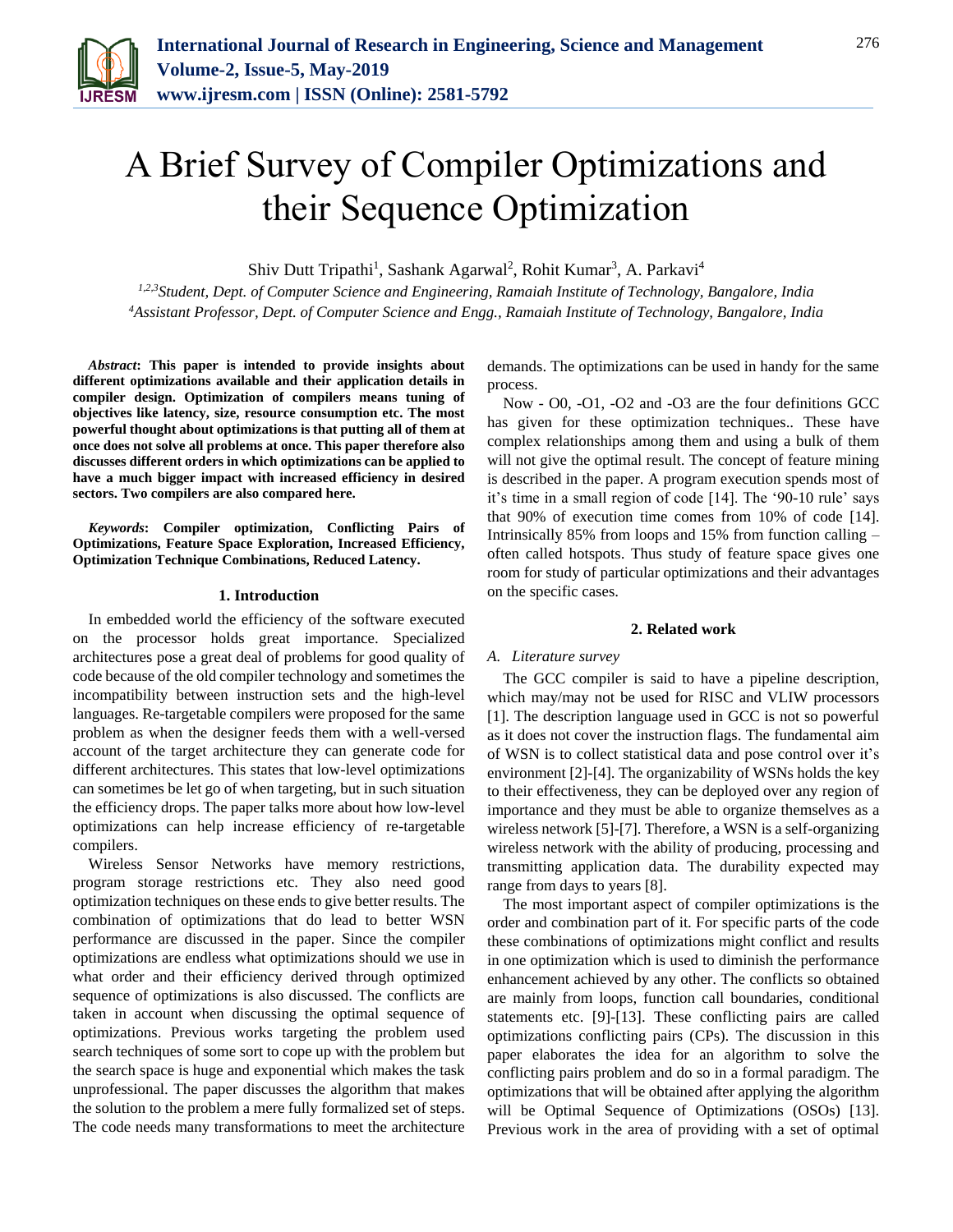# A Brief Survey of Compiler Optimizations and their Sequence Optimization

Shiv Dutt Tripathi[1], Sashank Agarwal[2], Rohit Kumar[3], A. Parkavi[4]

[1,2,3]*Student, Dept. of Computer Science and Engineering, Ramaiah Institute of Technology, Bangalore, India*
[4]*Assistant Professor, Dept. of Computer Science and Engg., Ramaiah Institute of Technology, Bangalore, India*

***Abstract*: This paper is intended to provide insights about different optimizations available and their application details in compiler design. Optimization of compilers means tuning of objectives like latency, size, resource consumption etc. The most powerful thought about optimizations is that putting all of them at once does not solve all problems at once. This paper therefore also discusses different orders in which optimizations can be applied to have a much bigger impact with increased efficiency in desired sectors. Two compilers are also compared here.**

***Keywords*: Compiler optimization, Conflicting Pairs of Optimizations, Feature Space Exploration, Increased Efficiency, Optimization Technique Combinations, Reduced Latency.**

## 1. Introduction

In embedded world the efficiency of the software executed on the processor holds great importance. Specialized architectures pose a great deal of problems for good quality of code because of the old compiler technology and sometimes the incompatibility between instruction sets and the high-level languages. Re-targetable compilers were proposed for the same problem as when the designer feeds them with a well-versed account of the target architecture they can generate code for different architectures. This states that low-level optimizations can sometimes be let go of when targeting, but in such situation the efficiency drops. The paper talks more about how low-level optimizations can help increase efficiency of re-targetable compilers.

Wireless Sensor Networks have memory restrictions, program storage restrictions etc. They also need good optimization techniques on these ends to give better results. The combination of optimizations that do lead to better WSN performance are discussed in the paper. Since the compiler optimizations are endless what optimizations should we use in what order and their efficiency derived through optimized sequence of optimizations is also discussed. The conflicts are taken in account when discussing the optimal sequence of optimizations. Previous works targeting the problem used search techniques of some sort to cope up with the problem but the search space is huge and exponential which makes the task unprofessional. The paper discusses the algorithm that makes the solution to the problem a mere fully formalized set of steps. The code needs many transformations to meet the architecture demands. The optimizations can be used in handy for the same process.

Now - O0, -O1, -O2 and -O3 are the four definitions GCC has given for these optimization techniques.. These have complex relationships among them and using a bulk of them will not give the optimal result. The concept of feature mining is described in the paper. A program execution spends most of it's time in a small region of code [14]. The '90-10 rule' says that 90% of execution time comes from 10% of code [14]. Intrinsically 85% from loops and 15% from function calling – often called hotspots. Thus study of feature space gives one room for study of particular optimizations and their advantages on the specific cases.

## 2. Related work

### *A. Literature survey*

The GCC compiler is said to have a pipeline description, which may/may not be used for RISC and VLIW processors [1]. The description language used in GCC is not so powerful as it does not cover the instruction flags. The fundamental aim of WSN is to collect statistical data and pose control over it's environment [2]-[4]. The organizability of WSNs holds the key to their effectiveness, they can be deployed over any region of importance and they must be able to organize themselves as a wireless network [5]-[7]. Therefore, a WSN is a self-organizing wireless network with the ability of producing, processing and transmitting application data. The durability expected may range from days to years [8].

The most important aspect of compiler optimizations is the order and combination part of it. For specific parts of the code these combinations of optimizations might conflict and results in one optimization which is used to diminish the performance enhancement achieved by any other. The conflicts so obtained are mainly from loops, function call boundaries, conditional statements etc. [9]-[13]. These conflicting pairs are called optimizations conflicting pairs (CPs). The discussion in this paper elaborates the idea for an algorithm to solve the conflicting pairs problem and do so in a formal paradigm. The optimizations that will be obtained after applying the algorithm will be Optimal Sequence of Optimizations (OSOs) [13]. Previous work in the area of providing with a set of optimal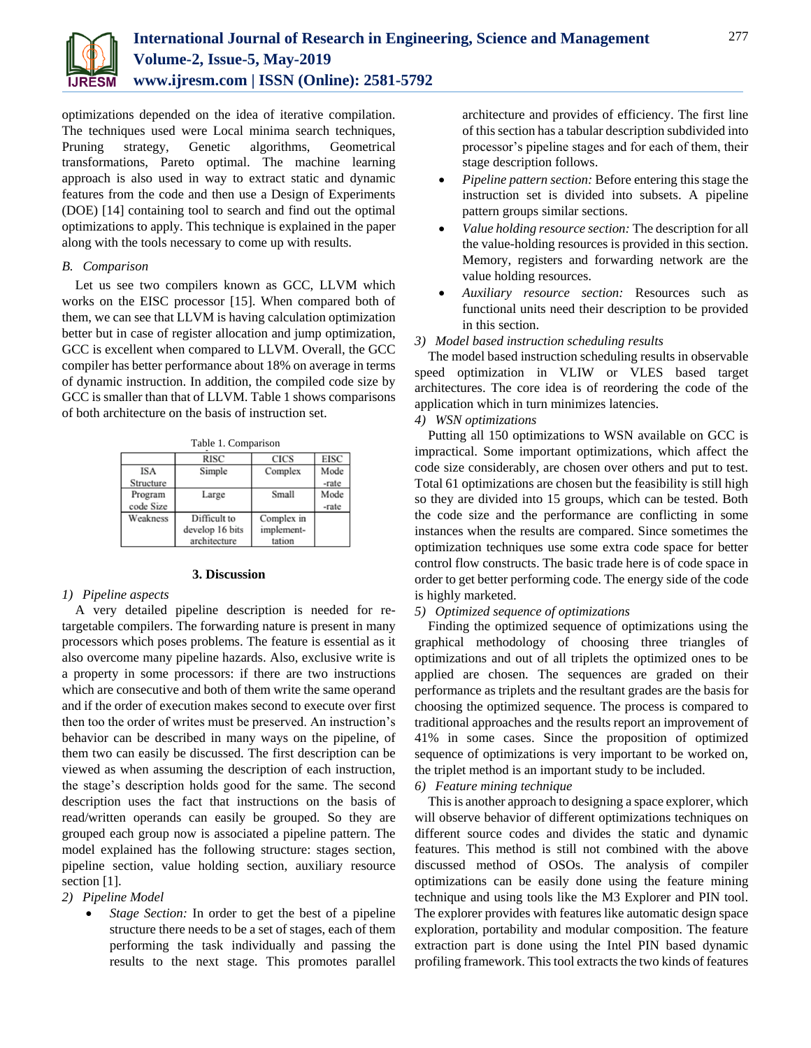optimizations depended on the idea of iterative compilation. The techniques used were Local minima search techniques, Pruning strategy, Genetic algorithms, Geometrical transformations, Pareto optimal. The machine learning approach is also used in way to extract static and dynamic features from the code and then use a Design of Experiments (DOE) [14] containing tool to search and find out the optimal optimizations to apply. This technique is explained in the paper along with the tools necessary to come up with results.

### *B. Comparison*

Let us see two compilers known as GCC, LLVM which works on the EISC processor [15]. When compared both of them, we can see that LLVM is having calculation optimization better but in case of register allocation and jump optimization, GCC is excellent when compared to LLVM. Overall, the GCC compiler has better performance about 18% on average in terms of dynamic instruction. In addition, the compiled code size by GCC is smaller than that of LLVM. Table 1 shows comparisons of both architecture on the basis of instruction set.

Table 1. Comparison

| | RISC | CICS | EISC |
|---|---|---|---|
| ISA Structure | Simple | Complex | Mode -rate |
| Program code Size | Large | Small | Mode -rate |
| Weakness | Difficult to develop 16 bits architecture | Complex in implement-tation | |

## 3. Discussion

*1) Pipeline aspects*

A very detailed pipeline description is needed for re-targetable compilers. The forwarding nature is present in many processors which poses problems. The feature is essential as it also overcome many pipeline hazards. Also, exclusive write is a property in some processors: if there are two instructions which are consecutive and both of them write the same operand and if the order of execution makes second to execute over first then too the order of writes must be preserved. An instruction's behavior can be described in many ways on the pipeline, of them two can easily be discussed. The first description can be viewed as when assuming the description of each instruction, the stage's description holds good for the same. The second description uses the fact that instructions on the basis of read/written operands can easily be grouped. So they are grouped each group now is associated a pipeline pattern. The model explained has the following structure: stages section, pipeline section, value holding section, auxiliary resource section [1].

*2) Pipeline Model*

- *Stage Section:* In order to get the best of a pipeline structure there needs to be a set of stages, each of them performing the task individually and passing the results to the next stage. This promotes parallel architecture and provides of efficiency. The first line of this section has a tabular description subdivided into processor's pipeline stages and for each of them, their stage description follows.
- *Pipeline pattern section:* Before entering this stage the instruction set is divided into subsets. A pipeline pattern groups similar sections.
- *Value holding resource section:* The description for all the value-holding resources is provided in this section. Memory, registers and forwarding network are the value holding resources.
- *Auxiliary resource section:* Resources such as functional units need their description to be provided in this section.

*3) Model based instruction scheduling results*

The model based instruction scheduling results in observable speed optimization in VLIW or VLES based target architectures. The core idea is of reordering the code of the application which in turn minimizes latencies.

*4) WSN optimizations*

Putting all 150 optimizations to WSN available on GCC is impractical. Some important optimizations, which affect the code size considerably, are chosen over others and put to test. Total 61 optimizations are chosen but the feasibility is still high so they are divided into 15 groups, which can be tested. Both the code size and the performance are conflicting in some instances when the results are compared. Since sometimes the optimization techniques use some extra code space for better control flow constructs. The basic trade here is of code space in order to get better performing code. The energy side of the code is highly marketed.

*5) Optimized sequence of optimizations*

Finding the optimized sequence of optimizations using the graphical methodology of choosing three triangles of optimizations and out of all triplets the optimized ones to be applied are chosen. The sequences are graded on their performance as triplets and the resultant grades are the basis for choosing the optimized sequence. The process is compared to traditional approaches and the results report an improvement of 41% in some cases. Since the proposition of optimized sequence of optimizations is very important to be worked on, the triplet method is an important study to be included.

*6) Feature mining technique*

This is another approach to designing a space explorer, which will observe behavior of different optimizations techniques on different source codes and divides the static and dynamic features. This method is still not combined with the above discussed method of OSOs. The analysis of compiler optimizations can be easily done using the feature mining technique and using tools like the M3 Explorer and PIN tool. The explorer provides with features like automatic design space exploration, portability and modular composition. The feature extraction part is done using the Intel PIN based dynamic profiling framework. This tool extracts the two kinds of features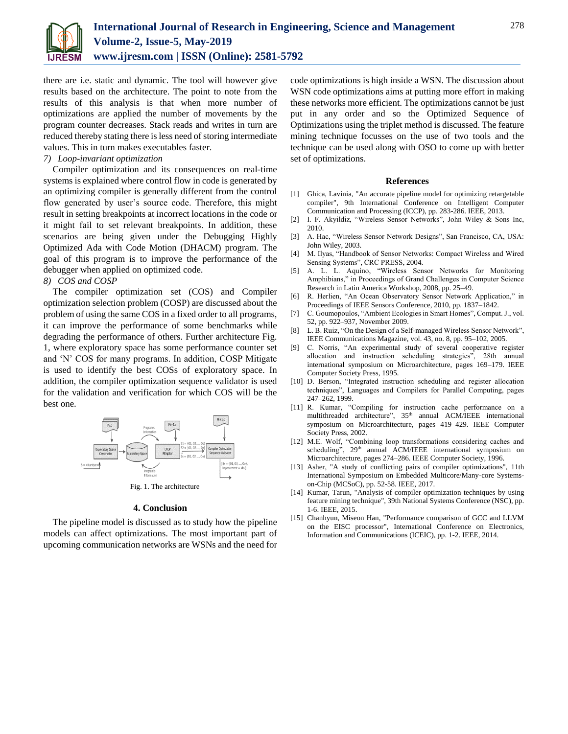there are i.e. static and dynamic. The tool will however give results based on the architecture. The point to note from the results of this analysis is that when more number of optimizations are applied the number of movements by the program counter decreases. Stack reads and writes in turn are reduced thereby stating there is less need of storing intermediate values. This in turn makes executables faster.

*7) Loop-invariant optimization*

Compiler optimization and its consequences on real-time systems is explained where control flow in code is generated by an optimizing compiler is generally different from the control flow generated by user's source code. Therefore, this might result in setting breakpoints at incorrect locations in the code or it might fail to set relevant breakpoints. In addition, these scenarios are being given under the Debugging Highly Optimized Ada with Code Motion (DHACM) program. The goal of this program is to improve the performance of the debugger when applied on optimized code.

*8) COS and COSP*

The compiler optimization set (COS) and Compiler optimization selection problem (COSP) are discussed about the problem of using the same COS in a fixed order to all programs, it can improve the performance of some benchmarks while degrading the performance of others. Further architecture Fig. 1, where exploratory space has some performance counter set and 'N' COS for many programs. In addition, COSP Mitigate is used to identify the best COSs of exploratory space. In addition, the compiler optimization sequence validator is used for the validation and verification for which COS will be the best one.

Pi,c

Program's Information

Pi+1,c

Pi+1,c

Exploratory Space Constructor

Exploratory Space

COSP Mitigator

Compiler Optimization Sequence Validator

S1 = {O1, O2, ..., On}

S2 = {O1, O2, ..., On}

Sn = {O1, O2, ..., On}

S = <Number>

Program's Information

{ Sx = {O1, O2, ..., On}, Improvement = d> }

Fig. 1. The architecture

## 4. Conclusion

The pipeline model is discussed as to study how the pipeline models can affect optimizations. The most important part of upcoming communication networks are WSNs and the need for code optimizations is high inside a WSN. The discussion about WSN code optimizations aims at putting more effort in making these networks more efficient. The optimizations cannot be just put in any order and so the Optimized Sequence of Optimizations using the triplet method is discussed. The feature mining technique focusses on the use of two tools and the technique can be used along with OSO to come up with better set of optimizations.

## References

[1] Ghica, Lavinia, "An accurate pipeline model for optimizing retargetable compiler", 9th International Conference on Intelligent Computer Communication and Processing (ICCP), pp. 283-286. IEEE, 2013.

[2] I. F. Akyildiz, "Wireless Sensor Networks", John Wiley & Sons Inc, 2010.

[3] A. Hac, "Wireless Sensor Network Designs", San Francisco, CA, USA: John Wiley, 2003.

[4] M. Ilyas, "Handbook of Sensor Networks: Compact Wireless and Wired Sensing Systems", CRC PRESS, 2004.

[5] A. L. L. Aquino, "Wireless Sensor Networks for Monitoring Amphibians," in Proceedings of Grand Challenges in Computer Science Research in Latin America Workshop, 2008, pp. 25–49.

[6] R. Herlien, "An Ocean Observatory Sensor Network Application," in Proceedings of IEEE Sensors Conference, 2010, pp. 1837–1842.

[7] C. Goumopoulos, "Ambient Ecologies in Smart Homes", Comput. J., vol. 52, pp. 922–937, November 2009.

[8] L. B. Ruiz, "On the Design of a Self-managed Wireless Sensor Network", IEEE Communications Magazine, vol. 43, no. 8, pp. 95–102, 2005.

[9] C. Norris, "An experimental study of several cooperative register allocation and instruction scheduling strategies", 28th annual international symposium on Microarchitecture, pages 169–179. IEEE Computer Society Press, 1995.

[10] D. Berson, "Integrated instruction scheduling and register allocation techniques", Languages and Compilers for Parallel Computing, pages 247–262, 1999.

[11] R. Kumar, "Compiling for instruction cache performance on a multithreaded architecture", 35th annual ACM/IEEE international symposium on Microarchitecture, pages 419–429. IEEE Computer Society Press, 2002.

[12] M.E. Wolf, "Combining loop transformations considering caches and scheduling", 29th annual ACM/IEEE international symposium on Microarchitecture, pages 274–286. IEEE Computer Society, 1996.

[13] Asher, "A study of conflicting pairs of compiler optimizations", 11th International Symposium on Embedded Multicore/Many-core Systems-on-Chip (MCSoC), pp. 52-58. IEEE, 2017.

[14] Kumar, Tarun, "Analysis of compiler optimization techniques by using feature mining technique", 39th National Systems Conference (NSC), pp. 1-6. IEEE, 2015.

[15] Chanhyun, Miseon Han, "Performance comparison of GCC and LLVM on the EISC processor", International Conference on Electronics, Information and Communications (ICEIC), pp. 1-2. IEEE, 2014.